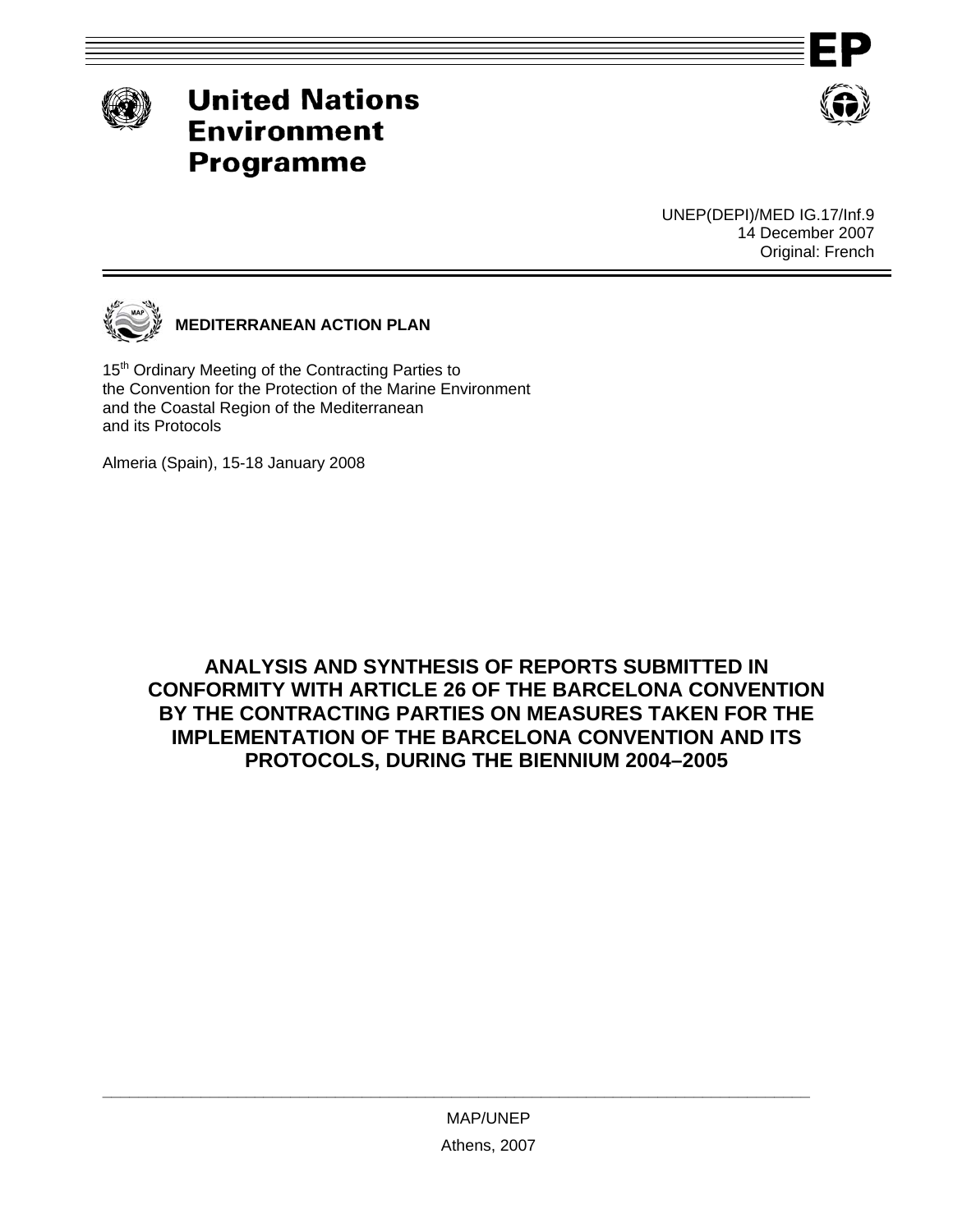# United Nations Environment Programme

UNEP(DEPI)/MED IG.17/Inf.9
14 December 2007
Original: French

**MEDITERRANEAN ACTION PLAN**

15th Ordinary Meeting of the Contracting Parties to the Convention for the Protection of the Marine Environment and the Coastal Region of the Mediterranean and its Protocols

Almeria (Spain), 15-18 January 2008

## ANALYSIS AND SYNTHESIS OF REPORTS SUBMITTED IN CONFORMITY WITH ARTICLE 26 OF THE BARCELONA CONVENTION BY THE CONTRACTING PARTIES ON MEASURES TAKEN FOR THE IMPLEMENTATION OF THE BARCELONA CONVENTION AND ITS PROTOCOLS, DURING THE BIENNIUM 2004–2005

MAP/UNEP
Athens, 2007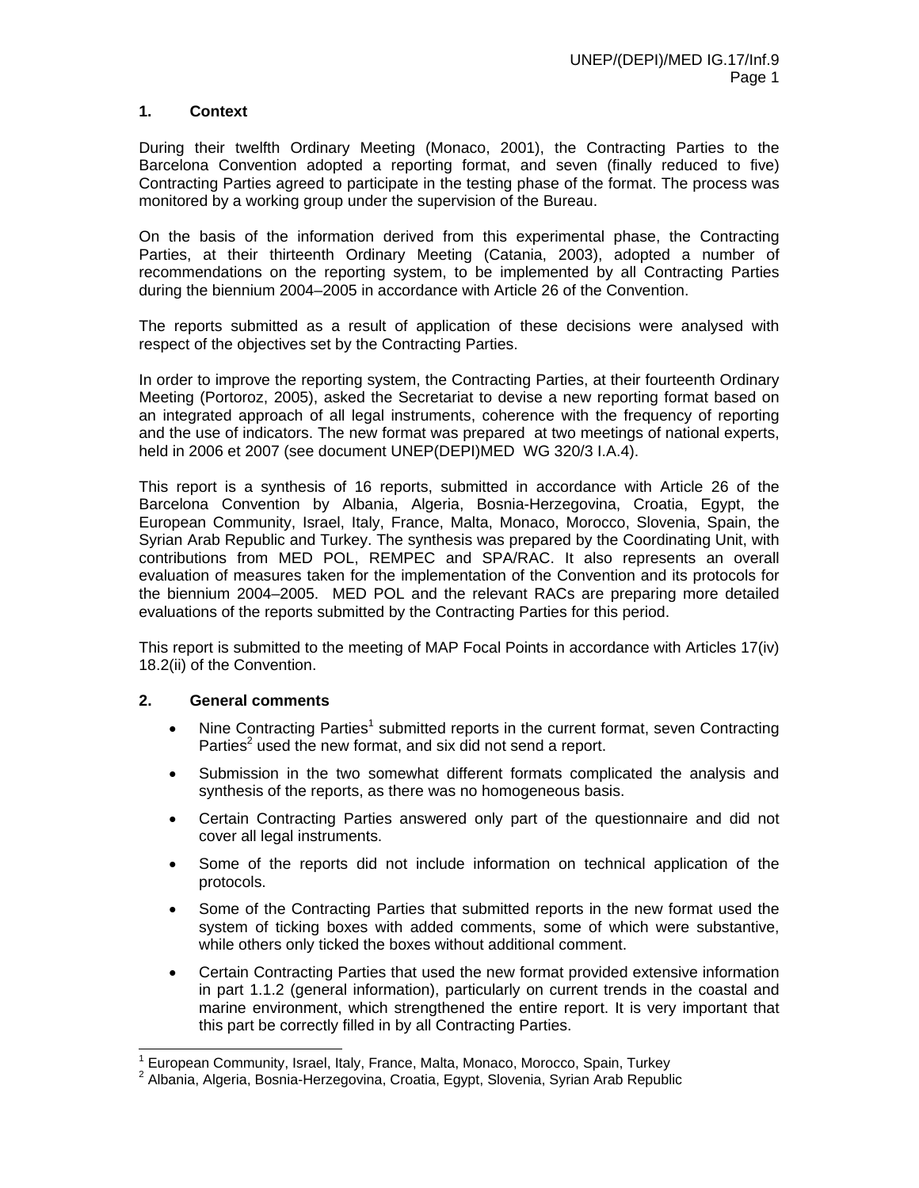## 1. Context

During their twelfth Ordinary Meeting (Monaco, 2001), the Contracting Parties to the Barcelona Convention adopted a reporting format, and seven (finally reduced to five) Contracting Parties agreed to participate in the testing phase of the format. The process was monitored by a working group under the supervision of the Bureau.

On the basis of the information derived from this experimental phase, the Contracting Parties, at their thirteenth Ordinary Meeting (Catania, 2003), adopted a number of recommendations on the reporting system, to be implemented by all Contracting Parties during the biennium 2004–2005 in accordance with Article 26 of the Convention.

The reports submitted as a result of application of these decisions were analysed with respect of the objectives set by the Contracting Parties.

In order to improve the reporting system, the Contracting Parties, at their fourteenth Ordinary Meeting (Portoroz, 2005), asked the Secretariat to devise a new reporting format based on an integrated approach of all legal instruments, coherence with the frequency of reporting and the use of indicators. The new format was prepared at two meetings of national experts, held in 2006 et 2007 (see document UNEP(DEPI)MED WG 320/3 I.A.4).

This report is a synthesis of 16 reports, submitted in accordance with Article 26 of the Barcelona Convention by Albania, Algeria, Bosnia-Herzegovina, Croatia, Egypt, the European Community, Israel, Italy, France, Malta, Monaco, Morocco, Slovenia, Spain, the Syrian Arab Republic and Turkey. The synthesis was prepared by the Coordinating Unit, with contributions from MED POL, REMPEC and SPA/RAC. It also represents an overall evaluation of measures taken for the implementation of the Convention and its protocols for the biennium 2004–2005. MED POL and the relevant RACs are preparing more detailed evaluations of the reports submitted by the Contracting Parties for this period.

This report is submitted to the meeting of MAP Focal Points in accordance with Articles 17(iv) 18.2(ii) of the Convention.

## 2. General comments

- Nine Contracting Parties[1] submitted reports in the current format, seven Contracting Parties[2] used the new format, and six did not send a report.
- Submission in the two somewhat different formats complicated the analysis and synthesis of the reports, as there was no homogeneous basis.
- Certain Contracting Parties answered only part of the questionnaire and did not cover all legal instruments.
- Some of the reports did not include information on technical application of the protocols.
- Some of the Contracting Parties that submitted reports in the new format used the system of ticking boxes with added comments, some of which were substantive, while others only ticked the boxes without additional comment.
- Certain Contracting Parties that used the new format provided extensive information in part 1.1.2 (general information), particularly on current trends in the coastal and marine environment, which strengthened the entire report. It is very important that this part be correctly filled in by all Contracting Parties.

[1] European Community, Israel, Italy, France, Malta, Monaco, Morocco, Spain, Turkey

[2] Albania, Algeria, Bosnia-Herzegovina, Croatia, Egypt, Slovenia, Syrian Arab Republic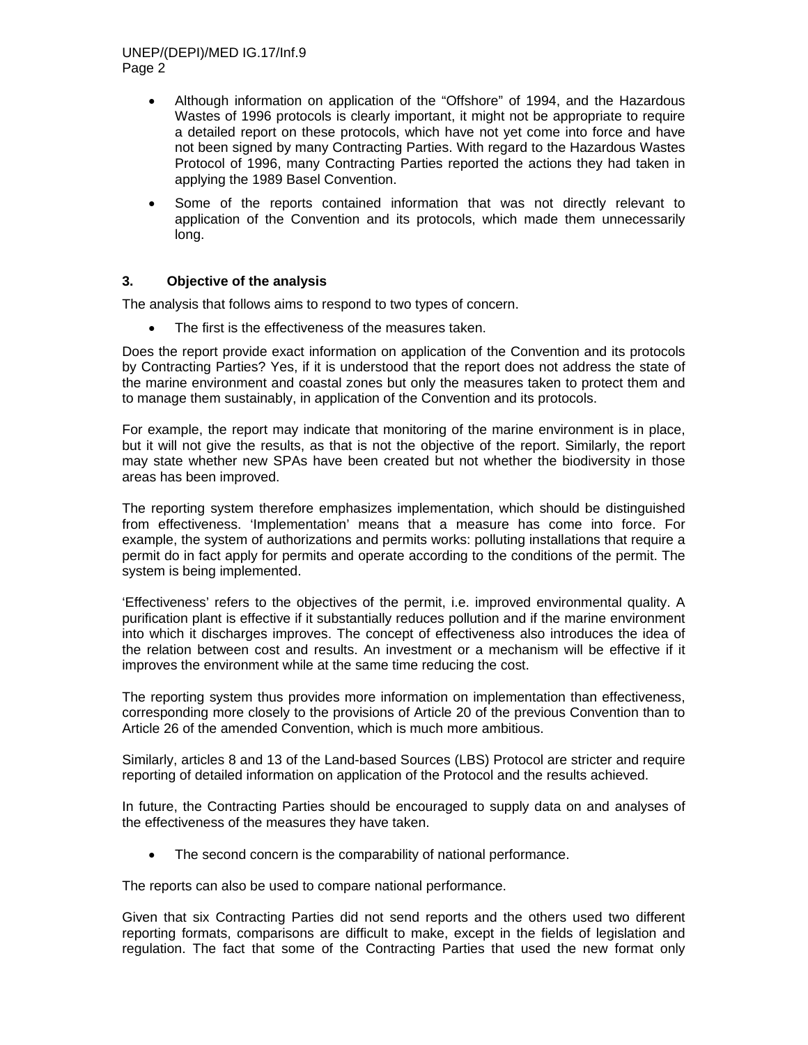- Although information on application of the "Offshore" of 1994, and the Hazardous Wastes of 1996 protocols is clearly important, it might not be appropriate to require a detailed report on these protocols, which have not yet come into force and have not been signed by many Contracting Parties. With regard to the Hazardous Wastes Protocol of 1996, many Contracting Parties reported the actions they had taken in applying the 1989 Basel Convention.
- Some of the reports contained information that was not directly relevant to application of the Convention and its protocols, which made them unnecessarily long.

### 3. Objective of the analysis

The analysis that follows aims to respond to two types of concern.

- The first is the effectiveness of the measures taken.

Does the report provide exact information on application of the Convention and its protocols by Contracting Parties? Yes, if it is understood that the report does not address the state of the marine environment and coastal zones but only the measures taken to protect them and to manage them sustainably, in application of the Convention and its protocols.

For example, the report may indicate that monitoring of the marine environment is in place, but it will not give the results, as that is not the objective of the report. Similarly, the report may state whether new SPAs have been created but not whether the biodiversity in those areas has been improved.

The reporting system therefore emphasizes implementation, which should be distinguished from effectiveness. 'Implementation' means that a measure has come into force. For example, the system of authorizations and permits works: polluting installations that require a permit do in fact apply for permits and operate according to the conditions of the permit. The system is being implemented.

'Effectiveness' refers to the objectives of the permit, i.e. improved environmental quality. A purification plant is effective if it substantially reduces pollution and if the marine environment into which it discharges improves. The concept of effectiveness also introduces the idea of the relation between cost and results. An investment or a mechanism will be effective if it improves the environment while at the same time reducing the cost.

The reporting system thus provides more information on implementation than effectiveness, corresponding more closely to the provisions of Article 20 of the previous Convention than to Article 26 of the amended Convention, which is much more ambitious.

Similarly, articles 8 and 13 of the Land-based Sources (LBS) Protocol are stricter and require reporting of detailed information on application of the Protocol and the results achieved.

In future, the Contracting Parties should be encouraged to supply data on and analyses of the effectiveness of the measures they have taken.

- The second concern is the comparability of national performance.

The reports can also be used to compare national performance.

Given that six Contracting Parties did not send reports and the others used two different reporting formats, comparisons are difficult to make, except in the fields of legislation and regulation. The fact that some of the Contracting Parties that used the new format only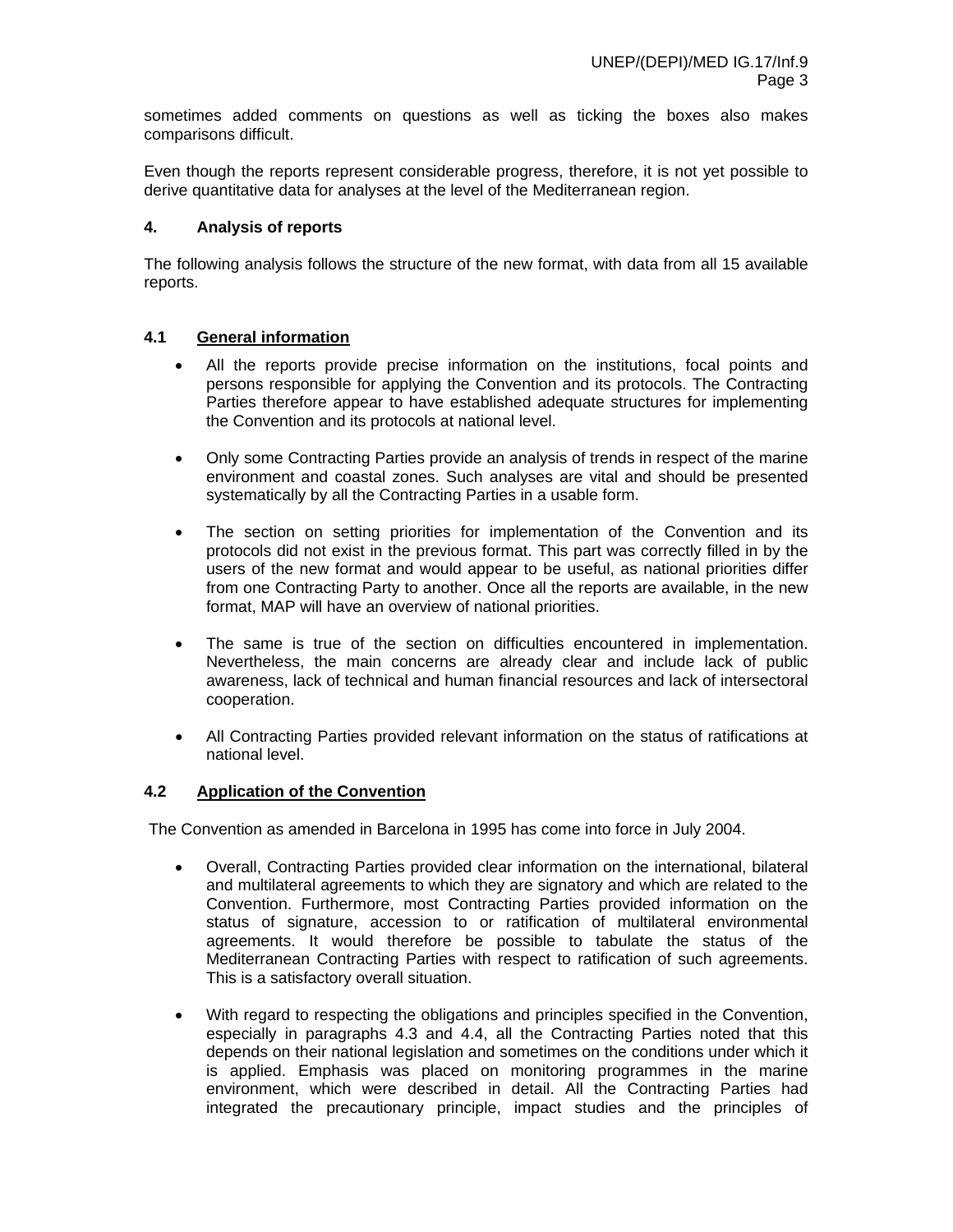sometimes added comments on questions as well as ticking the boxes also makes comparisons difficult.

Even though the reports represent considerable progress, therefore, it is not yet possible to derive quantitative data for analyses at the level of the Mediterranean region.

### 4. Analysis of reports

The following analysis follows the structure of the new format, with data from all 15 available reports.

#### 4.1 General information

- All the reports provide precise information on the institutions, focal points and persons responsible for applying the Convention and its protocols. The Contracting Parties therefore appear to have established adequate structures for implementing the Convention and its protocols at national level.
- Only some Contracting Parties provide an analysis of trends in respect of the marine environment and coastal zones. Such analyses are vital and should be presented systematically by all the Contracting Parties in a usable form.
- The section on setting priorities for implementation of the Convention and its protocols did not exist in the previous format. This part was correctly filled in by the users of the new format and would appear to be useful, as national priorities differ from one Contracting Party to another. Once all the reports are available, in the new format, MAP will have an overview of national priorities.
- The same is true of the section on difficulties encountered in implementation. Nevertheless, the main concerns are already clear and include lack of public awareness, lack of technical and human financial resources and lack of intersectoral cooperation.
- All Contracting Parties provided relevant information on the status of ratifications at national level.

#### 4.2 Application of the Convention

The Convention as amended in Barcelona in 1995 has come into force in July 2004.

- Overall, Contracting Parties provided clear information on the international, bilateral and multilateral agreements to which they are signatory and which are related to the Convention. Furthermore, most Contracting Parties provided information on the status of signature, accession to or ratification of multilateral environmental agreements. It would therefore be possible to tabulate the status of the Mediterranean Contracting Parties with respect to ratification of such agreements. This is a satisfactory overall situation.
- With regard to respecting the obligations and principles specified in the Convention, especially in paragraphs 4.3 and 4.4, all the Contracting Parties noted that this depends on their national legislation and sometimes on the conditions under which it is applied. Emphasis was placed on monitoring programmes in the marine environment, which were described in detail. All the Contracting Parties had integrated the precautionary principle, impact studies and the principles of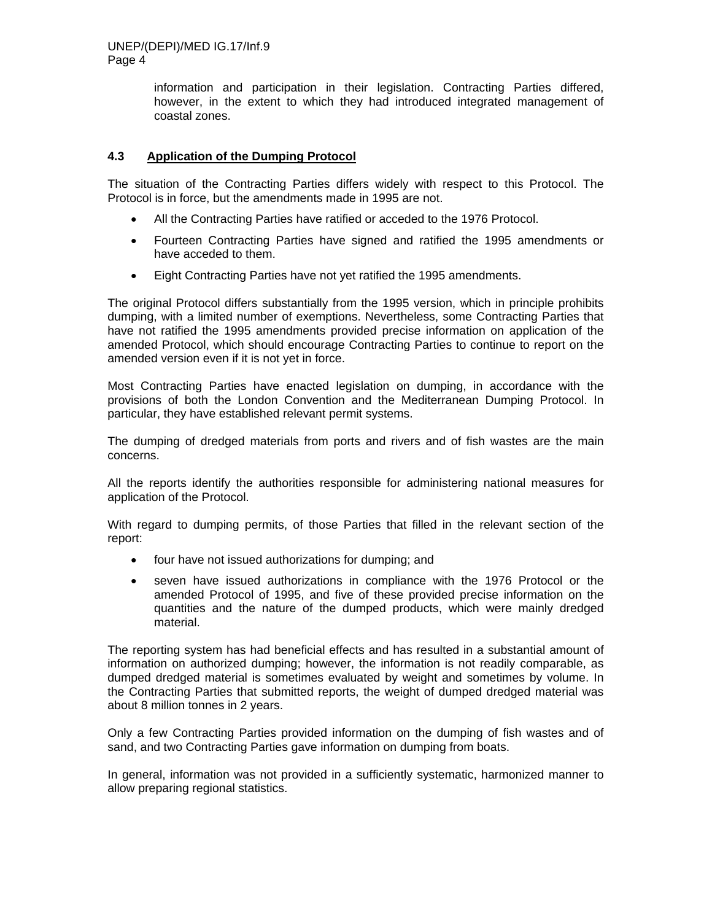information and participation in their legislation. Contracting Parties differed, however, in the extent to which they had introduced integrated management of coastal zones.

### 4.3 Application of the Dumping Protocol

The situation of the Contracting Parties differs widely with respect to this Protocol. The Protocol is in force, but the amendments made in 1995 are not.

- All the Contracting Parties have ratified or acceded to the 1976 Protocol.
- Fourteen Contracting Parties have signed and ratified the 1995 amendments or have acceded to them.
- Eight Contracting Parties have not yet ratified the 1995 amendments.

The original Protocol differs substantially from the 1995 version, which in principle prohibits dumping, with a limited number of exemptions. Nevertheless, some Contracting Parties that have not ratified the 1995 amendments provided precise information on application of the amended Protocol, which should encourage Contracting Parties to continue to report on the amended version even if it is not yet in force.

Most Contracting Parties have enacted legislation on dumping, in accordance with the provisions of both the London Convention and the Mediterranean Dumping Protocol. In particular, they have established relevant permit systems.

The dumping of dredged materials from ports and rivers and of fish wastes are the main concerns.

All the reports identify the authorities responsible for administering national measures for application of the Protocol.

With regard to dumping permits, of those Parties that filled in the relevant section of the report:

- four have not issued authorizations for dumping; and
- seven have issued authorizations in compliance with the 1976 Protocol or the amended Protocol of 1995, and five of these provided precise information on the quantities and the nature of the dumped products, which were mainly dredged material.

The reporting system has had beneficial effects and has resulted in a substantial amount of information on authorized dumping; however, the information is not readily comparable, as dumped dredged material is sometimes evaluated by weight and sometimes by volume. In the Contracting Parties that submitted reports, the weight of dumped dredged material was about 8 million tonnes in 2 years.

Only a few Contracting Parties provided information on the dumping of fish wastes and of sand, and two Contracting Parties gave information on dumping from boats.

In general, information was not provided in a sufficiently systematic, harmonized manner to allow preparing regional statistics.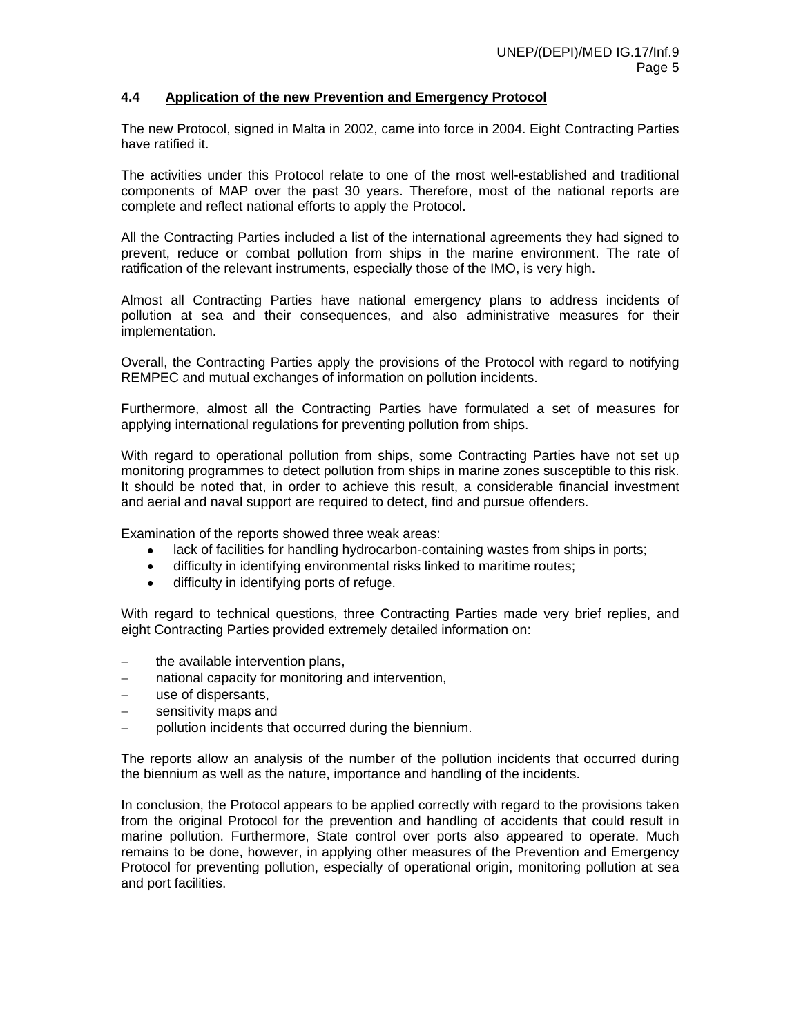### 4.4 Application of the new Prevention and Emergency Protocol

The new Protocol, signed in Malta in 2002, came into force in 2004. Eight Contracting Parties have ratified it.

The activities under this Protocol relate to one of the most well-established and traditional components of MAP over the past 30 years. Therefore, most of the national reports are complete and reflect national efforts to apply the Protocol.

All the Contracting Parties included a list of the international agreements they had signed to prevent, reduce or combat pollution from ships in the marine environment. The rate of ratification of the relevant instruments, especially those of the IMO, is very high.

Almost all Contracting Parties have national emergency plans to address incidents of pollution at sea and their consequences, and also administrative measures for their implementation.

Overall, the Contracting Parties apply the provisions of the Protocol with regard to notifying REMPEC and mutual exchanges of information on pollution incidents.

Furthermore, almost all the Contracting Parties have formulated a set of measures for applying international regulations for preventing pollution from ships.

With regard to operational pollution from ships, some Contracting Parties have not set up monitoring programmes to detect pollution from ships in marine zones susceptible to this risk. It should be noted that, in order to achieve this result, a considerable financial investment and aerial and naval support are required to detect, find and pursue offenders.

Examination of the reports showed three weak areas:

- lack of facilities for handling hydrocarbon-containing wastes from ships in ports;
- difficulty in identifying environmental risks linked to maritime routes;
- difficulty in identifying ports of refuge.

With regard to technical questions, three Contracting Parties made very brief replies, and eight Contracting Parties provided extremely detailed information on:

- the available intervention plans,
- national capacity for monitoring and intervention,
- use of dispersants,
- sensitivity maps and
- pollution incidents that occurred during the biennium.

The reports allow an analysis of the number of the pollution incidents that occurred during the biennium as well as the nature, importance and handling of the incidents.

In conclusion, the Protocol appears to be applied correctly with regard to the provisions taken from the original Protocol for the prevention and handling of accidents that could result in marine pollution. Furthermore, State control over ports also appeared to operate. Much remains to be done, however, in applying other measures of the Prevention and Emergency Protocol for preventing pollution, especially of operational origin, monitoring pollution at sea and port facilities.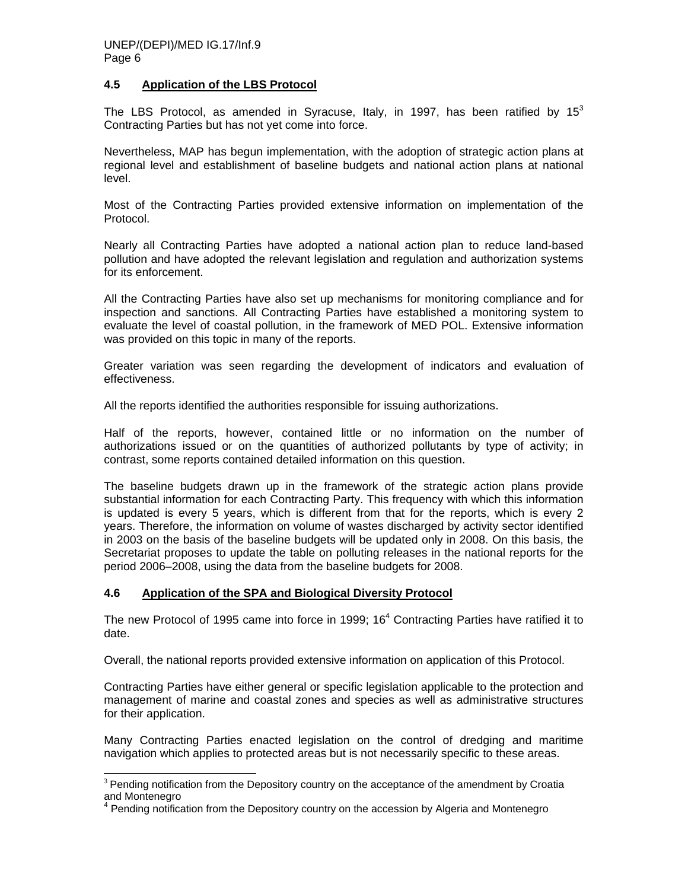### 4.5 Application of the LBS Protocol

The LBS Protocol, as amended in Syracuse, Italy, in 1997, has been ratified by 15[3] Contracting Parties but has not yet come into force.

Nevertheless, MAP has begun implementation, with the adoption of strategic action plans at regional level and establishment of baseline budgets and national action plans at national level.

Most of the Contracting Parties provided extensive information on implementation of the Protocol.

Nearly all Contracting Parties have adopted a national action plan to reduce land-based pollution and have adopted the relevant legislation and regulation and authorization systems for its enforcement.

All the Contracting Parties have also set up mechanisms for monitoring compliance and for inspection and sanctions. All Contracting Parties have established a monitoring system to evaluate the level of coastal pollution, in the framework of MED POL. Extensive information was provided on this topic in many of the reports.

Greater variation was seen regarding the development of indicators and evaluation of effectiveness.

All the reports identified the authorities responsible for issuing authorizations.

Half of the reports, however, contained little or no information on the number of authorizations issued or on the quantities of authorized pollutants by type of activity; in contrast, some reports contained detailed information on this question.

The baseline budgets drawn up in the framework of the strategic action plans provide substantial information for each Contracting Party. This frequency with which this information is updated is every 5 years, which is different from that for the reports, which is every 2 years. Therefore, the information on volume of wastes discharged by activity sector identified in 2003 on the basis of the baseline budgets will be updated only in 2008. On this basis, the Secretariat proposes to update the table on polluting releases in the national reports for the period 2006–2008, using the data from the baseline budgets for 2008.

### 4.6 Application of the SPA and Biological Diversity Protocol

The new Protocol of 1995 came into force in 1999; 16[4] Contracting Parties have ratified it to date.

Overall, the national reports provided extensive information on application of this Protocol.

Contracting Parties have either general or specific legislation applicable to the protection and management of marine and coastal zones and species as well as administrative structures for their application.

Many Contracting Parties enacted legislation on the control of dredging and maritime navigation which applies to protected areas but is not necessarily specific to these areas.

---

[3] Pending notification from the Depository country on the acceptance of the amendment by Croatia and Montenegro

[4] Pending notification from the Depository country on the accession by Algeria and Montenegro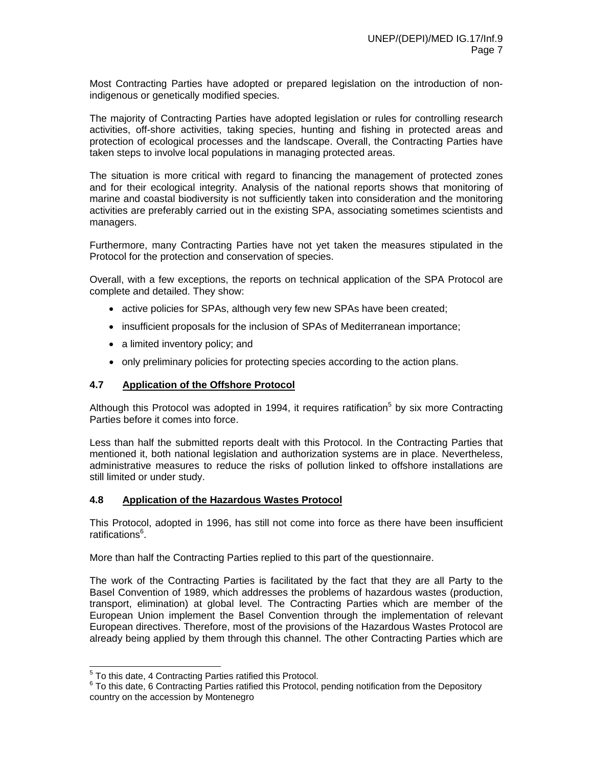Most Contracting Parties have adopted or prepared legislation on the introduction of non-indigenous or genetically modified species.

The majority of Contracting Parties have adopted legislation or rules for controlling research activities, off-shore activities, taking species, hunting and fishing in protected areas and protection of ecological processes and the landscape. Overall, the Contracting Parties have taken steps to involve local populations in managing protected areas.

The situation is more critical with regard to financing the management of protected zones and for their ecological integrity. Analysis of the national reports shows that monitoring of marine and coastal biodiversity is not sufficiently taken into consideration and the monitoring activities are preferably carried out in the existing SPA, associating sometimes scientists and managers.

Furthermore, many Contracting Parties have not yet taken the measures stipulated in the Protocol for the protection and conservation of species.

Overall, with a few exceptions, the reports on technical application of the SPA Protocol are complete and detailed. They show:

- active policies for SPAs, although very few new SPAs have been created;
- insufficient proposals for the inclusion of SPAs of Mediterranean importance;
- a limited inventory policy; and
- only preliminary policies for protecting species according to the action plans.

### 4.7 Application of the Offshore Protocol

Although this Protocol was adopted in 1994, it requires ratification[5] by six more Contracting Parties before it comes into force.

Less than half the submitted reports dealt with this Protocol. In the Contracting Parties that mentioned it, both national legislation and authorization systems are in place. Nevertheless, administrative measures to reduce the risks of pollution linked to offshore installations are still limited or under study.

### 4.8 Application of the Hazardous Wastes Protocol

This Protocol, adopted in 1996, has still not come into force as there have been insufficient ratifications[6].

More than half the Contracting Parties replied to this part of the questionnaire.

The work of the Contracting Parties is facilitated by the fact that they are all Party to the Basel Convention of 1989, which addresses the problems of hazardous wastes (production, transport, elimination) at global level. The Contracting Parties which are member of the European Union implement the Basel Convention through the implementation of relevant European directives. Therefore, most of the provisions of the Hazardous Wastes Protocol are already being applied by them through this channel. The other Contracting Parties which are

---

[5] To this date, 4 Contracting Parties ratified this Protocol.

[6] To this date, 6 Contracting Parties ratified this Protocol, pending notification from the Depository country on the accession by Montenegro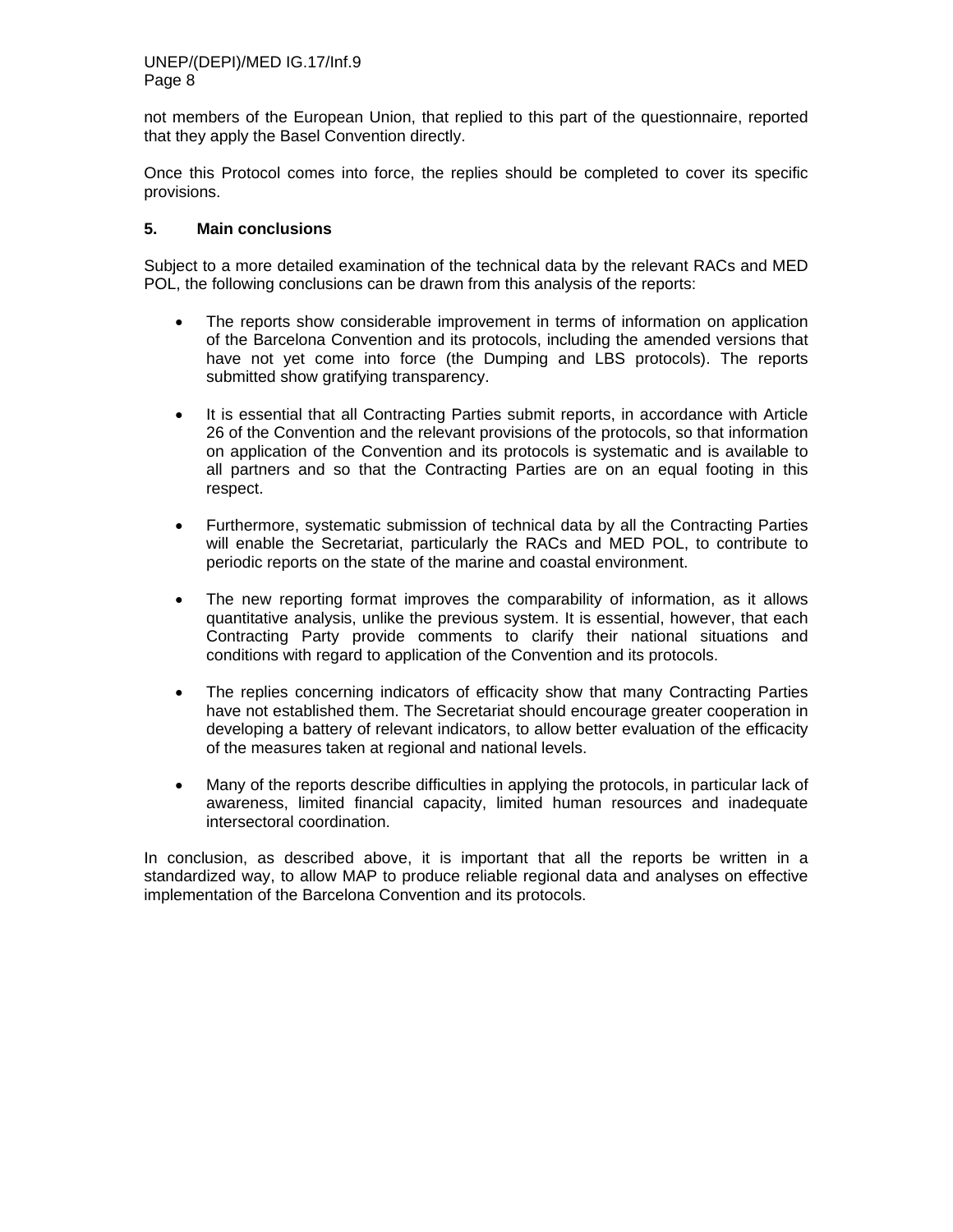not members of the European Union, that replied to this part of the questionnaire, reported that they apply the Basel Convention directly.

Once this Protocol comes into force, the replies should be completed to cover its specific provisions.

## 5. Main conclusions

Subject to a more detailed examination of the technical data by the relevant RACs and MED POL, the following conclusions can be drawn from this analysis of the reports:

- The reports show considerable improvement in terms of information on application of the Barcelona Convention and its protocols, including the amended versions that have not yet come into force (the Dumping and LBS protocols). The reports submitted show gratifying transparency.
- It is essential that all Contracting Parties submit reports, in accordance with Article 26 of the Convention and the relevant provisions of the protocols, so that information on application of the Convention and its protocols is systematic and is available to all partners and so that the Contracting Parties are on an equal footing in this respect.
- Furthermore, systematic submission of technical data by all the Contracting Parties will enable the Secretariat, particularly the RACs and MED POL, to contribute to periodic reports on the state of the marine and coastal environment.
- The new reporting format improves the comparability of information, as it allows quantitative analysis, unlike the previous system. It is essential, however, that each Contracting Party provide comments to clarify their national situations and conditions with regard to application of the Convention and its protocols.
- The replies concerning indicators of efficacity show that many Contracting Parties have not established them. The Secretariat should encourage greater cooperation in developing a battery of relevant indicators, to allow better evaluation of the efficacity of the measures taken at regional and national levels.
- Many of the reports describe difficulties in applying the protocols, in particular lack of awareness, limited financial capacity, limited human resources and inadequate intersectoral coordination.

In conclusion, as described above, it is important that all the reports be written in a standardized way, to allow MAP to produce reliable regional data and analyses on effective implementation of the Barcelona Convention and its protocols.